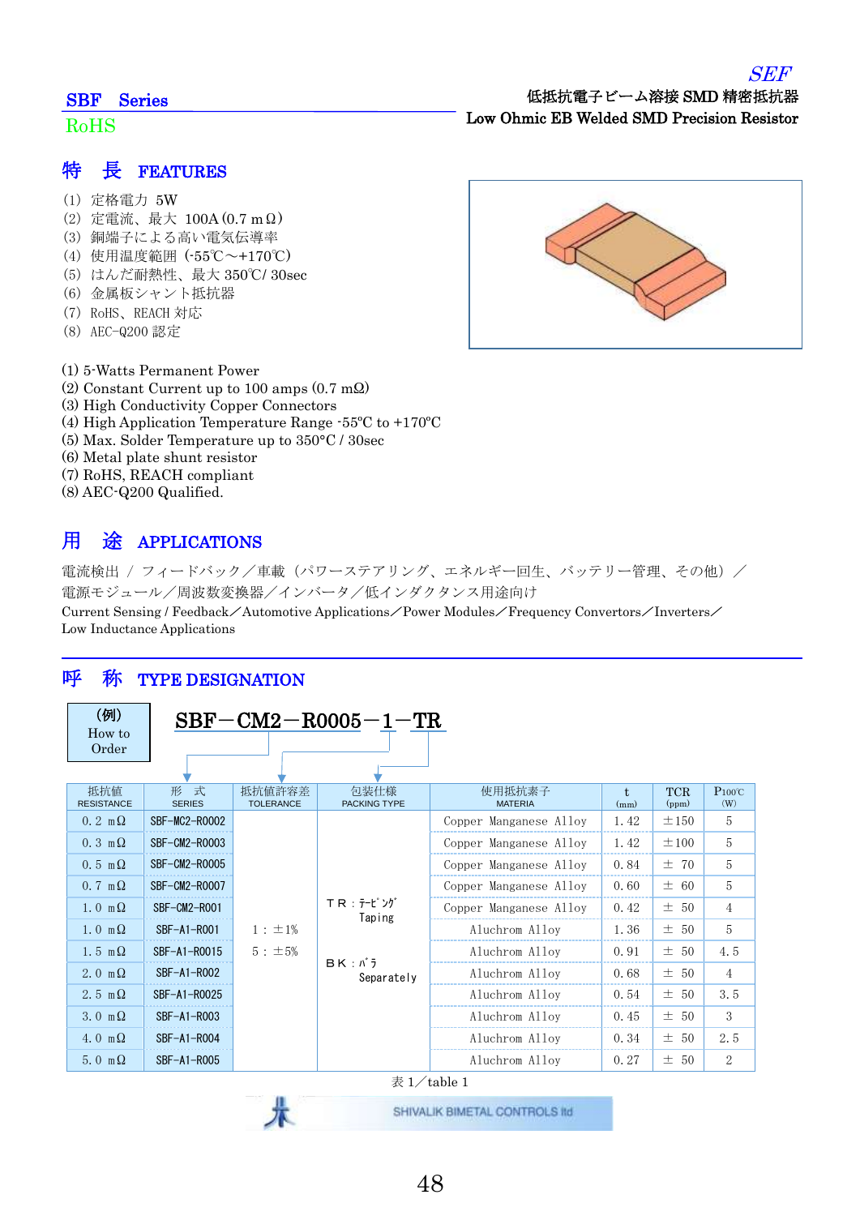SEF

## SBF Series

RoHS

低抵抗電子ビーム溶接 SMD 精密抵抗器
**Low Ohmic EB Welded SMD Precision Resistor**

## 特　長　FEATURES

(1) 定格電力 5W
(2) 定電流、最大 100A (0.7 mΩ)
(3) 銅端子による高い電気伝導率
(4) 使用温度範囲 (-55℃～+170℃)
(5) はんだ耐熱性、最大 350℃/ 30sec
(6) 金属板シャント抵抗器
(7) RoHS、REACH 対応
(8) AEC-Q200 認定

(1) 5-Watts Permanent Power
(2) Constant Current up to 100 amps (0.7 mΩ)
(3) High Conductivity Copper Connectors
(4) High Application Temperature Range -55°C to +170°C
(5) Max. Solder Temperature up to 350°C / 30sec
(6) Metal plate shunt resistor
(7) RoHS, REACH compliant
(8) AEC-Q200 Qualified.

## 用　途　APPLICATIONS

電流検出 / フィードバック／車載（パワーステアリング、エネルギー回生、バッテリー管理、その他）／電源モジュール／周波数変換器／インバータ／低インダクタンス用途向け
Current Sensing / Feedback／Automotive Applications／Power Modules／Frequency Convertors／Inverters／Low Inductance Applications

## 呼　称　TYPE DESIGNATION

(例) How to Order

**SBF－CM2－R0005－1－TR**

| 抵抗値 RESISTANCE | 形　式 SERIES | 抵抗値許容差 TOLERANCE | 包装仕様 PACKING TYPE | 使用抵抗素子 MATERIA | t (mm) | TCR (ppm) | P100℃ (W) |
|---|---|---|---|---|---|---|---|
| 0.2 mΩ | SBF-MC2-R0002 | 1：±1%<br>5：±5% | TR：ﾃｰﾋﾟﾝｸﾞ Taping<br>BK：ﾊﾞﾗ Separately | Copper Manganese Alloy | 1.42 | ±150 | 5 |
| 0.3 mΩ | SBF-CM2-R0003 | | | Copper Manganese Alloy | 1.42 | ±100 | 5 |
| 0.5 mΩ | SBF-CM2-R0005 | | | Copper Manganese Alloy | 0.84 | ± 70 | 5 |
| 0.7 mΩ | SBF-CM2-R0007 | | | Copper Manganese Alloy | 0.60 | ± 60 | 5 |
| 1.0 mΩ | SBF-CM2-R001 | | | Copper Manganese Alloy | 0.42 | ± 50 | 4 |
| 1.0 mΩ | SBF-A1-R001 | | | Aluchrom Alloy | 1.36 | ± 50 | 5 |
| 1.5 mΩ | SBF-A1-R0015 | | | Aluchrom Alloy | 0.91 | ± 50 | 4.5 |
| 2.0 mΩ | SBF-A1-R002 | | | Aluchrom Alloy | 0.68 | ± 50 | 4 |
| 2.5 mΩ | SBF-A1-R0025 | | | Aluchrom Alloy | 0.54 | ± 50 | 3.5 |
| 3.0 mΩ | SBF-A1-R003 | | | Aluchrom Alloy | 0.45 | ± 50 | 3 |
| 4.0 mΩ | SBF-A1-R004 | | | Aluchrom Alloy | 0.34 | ± 50 | 2.5 |
| 5.0 mΩ | SBF-A1-R005 | | | Aluchrom Alloy | 0.27 | ± 50 | 2 |

表 1／table 1

SHIVALIK BIMETAL CONTROLS ltd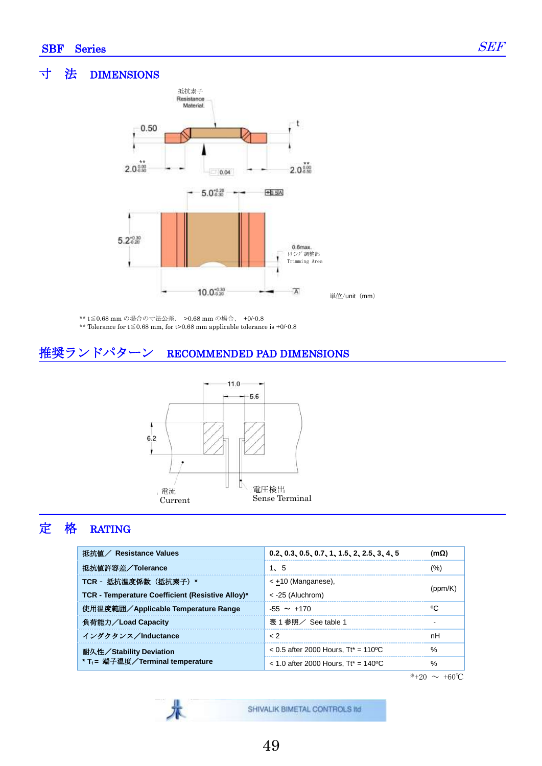## 寸　法　DIMENSIONS

抵抗素子
Resistance
Material

0.50

t

$2.0^{0.00}_{-0.50}$ **

0.04

$2.0^{0.00}_{-0.50}$ **

$5.0^{+0.20}_{-0.30}$

0.5 A

$5.2^{+0.30}_{-0.20}$

0.6max.
トリミング調整部
Trimming Area

$10.0^{+0.30}_{-0.20}$

A

単位/unit（mm）

** t≦0.68 mm の場合の寸法公差、 >0.68 mm の場合、 +0/-0.8
** Tolerance for t≦0.68 mm, for t>0.68 mm applicable tolerance is +0/-0.8

## 推奨ランドパターン　RECOMMENDED PAD DIMENSIONS

11.0

5.6

6.2

電流
Current

電圧検出
Sense Terminal

## 定　格　RATING

| | | |
|---|---|---|
| **抵抗値／ Resistance Values** | **0.2、0.3、0.5、0.7、1、1.5、2、2.5、3、4、5** | **(mΩ)** |
| **抵抗値許容差／Tolerance** | 1、 5 | (%) |
| **TCR - 抵抗温度係数（抵抗素子）※**<br>**TCR - Temperature Coefficient (Resistive Alloy)※** | < ±10 (Manganese),<br>< -25 (Aluchrom) | (ppm/K) |
| **使用温度範囲／Applicable Temperature Range** | -55 ～ +170 | ºC |
| **負荷能力／Load Capacity** | 表 1 参照／ See table 1 | - |
| **インダクタンス／Inductance** | < 2 | nH |
| **耐久性／Stability Deviation**<br>**\* $T_t$ = 端子温度／Terminal temperature** | < 0.5 after 2000 Hours, Tt* = 110ºC<br>< 1.0 after 2000 Hours, Tt* = 140ºC | %<br>% |

※+20 ～ +60℃

SHIVALIK BIMETAL CONTROLS ltd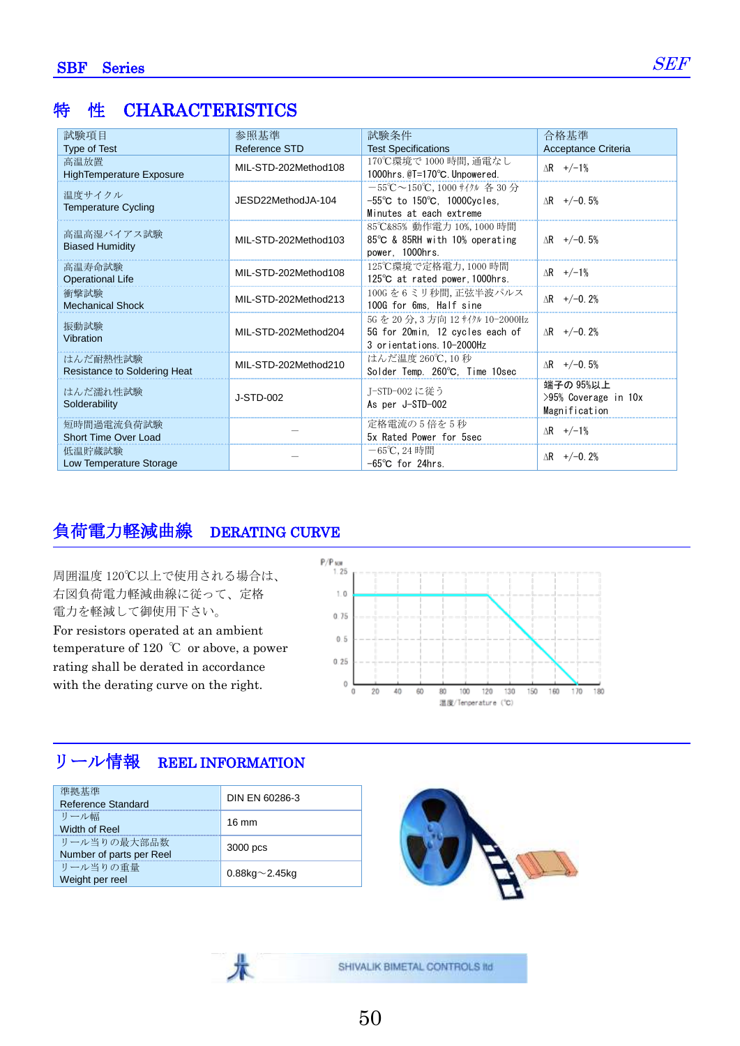## 特 性 CHARACTERISTICS

| 試験項目 Type of Test | 参照基準 Reference STD | 試験条件 Test Specifications | 合格基準 Acceptance Criteria |
|---|---|---|---|
| 高温放置 HighTemperature Exposure | MIL-STD-202Method108 | 170℃環境で 1000 時間, 通電なし 1000hrs. @T=170℃. Unpowered. | ΔR +/-1% |
| 温度サイクル Temperature Cycling | JESD22MethodJA-104 | −55℃～150℃, 1000 ｻｲｸﾙ 各 30 分 -55℃ to 150℃, 1000Cycles, Minutes at each extreme | ΔR +/-0.5% |
| 高温高湿バイアス試験 Biased Humidity | MIL-STD-202Method103 | 85℃&85% 動作電力 10%, 1000 時間 85℃ & 85RH with 10% operating power, 1000hrs. | ΔR +/-0.5% |
| 高温寿命試験 Operational Life | MIL-STD-202Method108 | 125℃環境で定格電力, 1000 時間 125℃ at rated power, 1000hrs. | ΔR +/-1% |
| 衝撃試験 Mechanical Shock | MIL-STD-202Method213 | 100G を 6 ミリ秒間, 正弦半波パルス 100G for 6ms, Half sine | ΔR +/-0.2% |
| 振動試験 Vibration | MIL-STD-202Method204 | 5G を 20 分, 3 方向 12 ｻｲｸﾙ 10-2000Hz 5G for 20min, 12 cycles each of 3 orientations. 10-2000Hz | ΔR +/-0.2% |
| はんだ耐熱性試験 Resistance to Soldering Heat | MIL-STD-202Method210 | はんだ温度 260℃, 10 秒 Solder Temp. 260℃, Time 10sec | ΔR +/-0.5% |
| はんだ濡れ性試験 Solderability | J-STD-002 | J-STD-002 に従う As per J-STD-002 | 端子の 95%以上 >95% Coverage in 10x Magnification |
| 短時間過電流負荷試験 Short Time Over Load | — | 定格電流の 5 倍を 5 秒 5x Rated Power for 5sec | ΔR +/-1% |
| 低温貯蔵試験 Low Temperature Storage | — | −65℃, 24 時間 -65℃ for 24hrs. | ΔR +/-0.2% |

## 負荷電力軽減曲線 DERATING CURVE

周囲温度 120℃以上で使用される場合は、右図負荷電力軽減曲線に従って、定格電力を軽減して御使用下さい。

For resistors operated at an ambient temperature of 120 ℃ or above, a power rating shall be derated in accordance with the derating curve on the right.

P/P_NOM
1.25
1.0
0.75
0.5
0.25
0
0 20 40 60 80 100 120 130 150 160 170 180
温度/Temperature (℃)

## リール情報 REEL INFORMATION

| | |
|---|---|
| 準拠基準 Reference Standard | DIN EN 60286-3 |
| リール幅 Width of Reel | 16 mm |
| リール当りの最大部品数 Number of parts per Reel | 3000 pcs |
| リール当りの重量 Weight per reel | 0.88kg～2.45kg |

SHIVALIK BIMETAL CONTROLS ltd